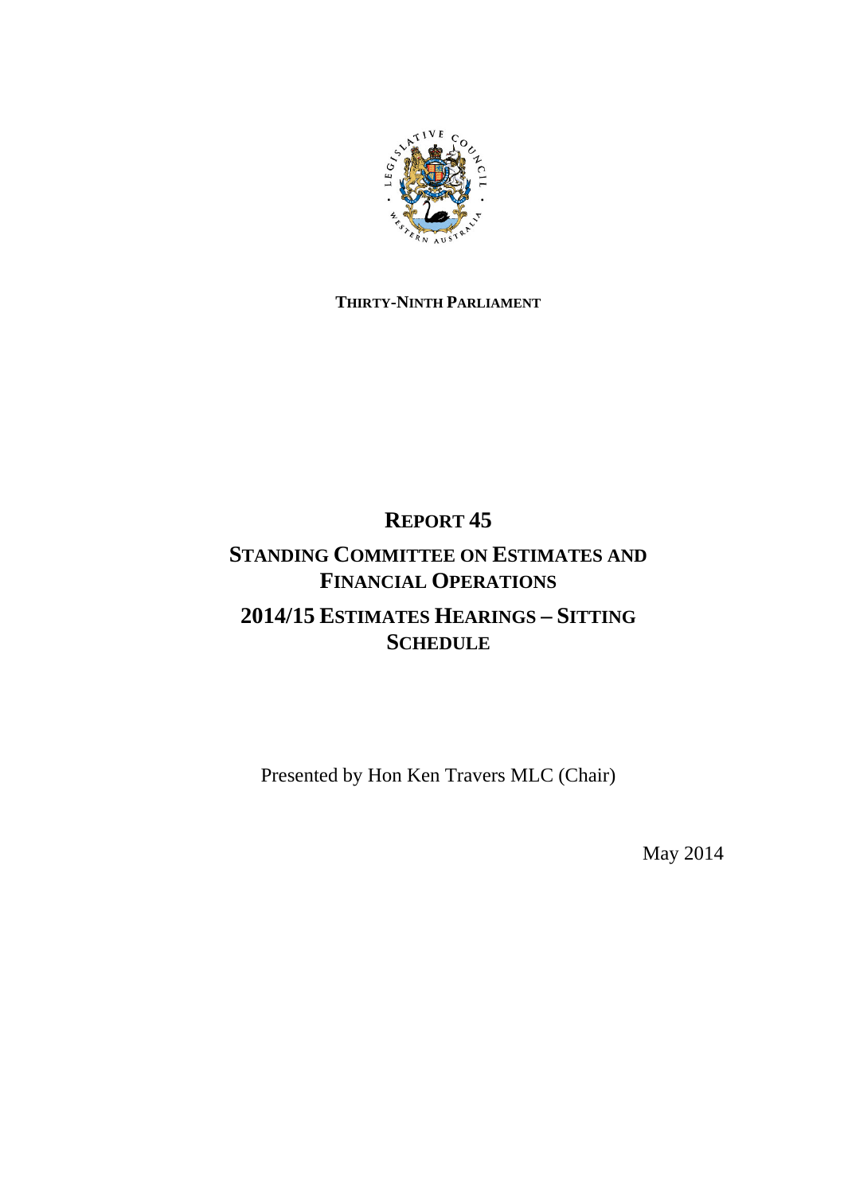**THIRTY-NINTH PARLIAMENT**

# REPORT 45

# STANDING COMMITTEE ON ESTIMATES AND FINANCIAL OPERATIONS

# 2014/15 ESTIMATES HEARINGS – SITTING SCHEDULE

Presented by Hon Ken Travers MLC (Chair)

May 2014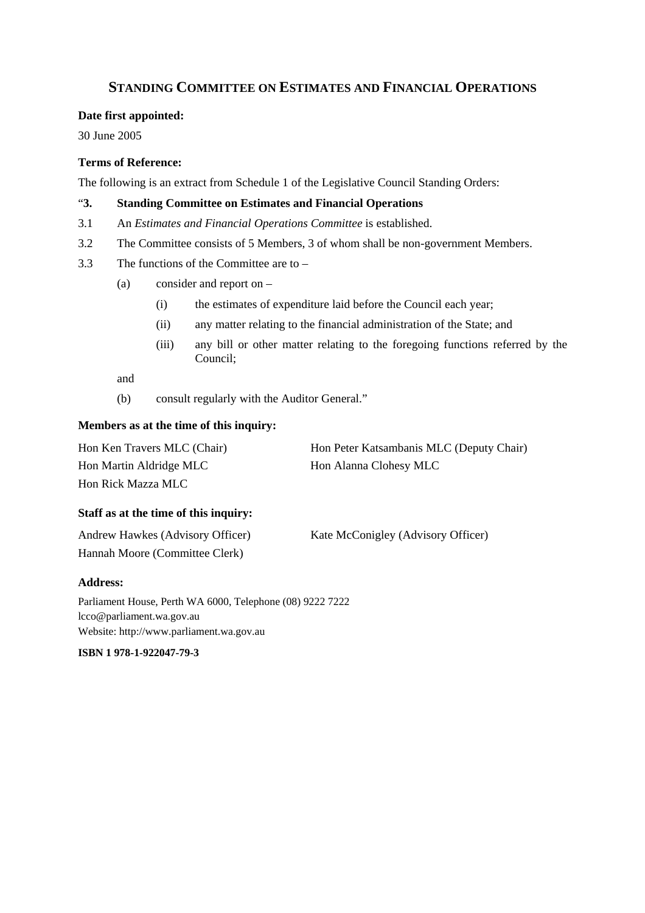# STANDING COMMITTEE ON ESTIMATES AND FINANCIAL OPERATIONS

**Date first appointed:**

30 June 2005

**Terms of Reference:**

The following is an extract from Schedule 1 of the Legislative Council Standing Orders:

"**3. Standing Committee on Estimates and Financial Operations**

3.1 An *Estimates and Financial Operations Committee* is established.

3.2 The Committee consists of 5 Members, 3 of whom shall be non-government Members.

3.3 The functions of the Committee are to –

- (a) consider and report on –
  - (i) the estimates of expenditure laid before the Council each year;
  - (ii) any matter relating to the financial administration of the State; and
  - (iii) any bill or other matter relating to the foregoing functions referred by the Council;

  and

- (b) consult regularly with the Auditor General."

**Members as at the time of this inquiry:**

Hon Ken Travers MLC (Chair)
Hon Peter Katsambanis MLC (Deputy Chair)
Hon Martin Aldridge MLC
Hon Alanna Clohesy MLC
Hon Rick Mazza MLC

**Staff as at the time of this inquiry:**

Andrew Hawkes (Advisory Officer)
Kate McConigley (Advisory Officer)
Hannah Moore (Committee Clerk)

**Address:**

Parliament House, Perth WA 6000, Telephone (08) 9222 7222
lcco@parliament.wa.gov.au
Website: http://www.parliament.wa.gov.au

**ISBN 1 978-1-922047-79-3**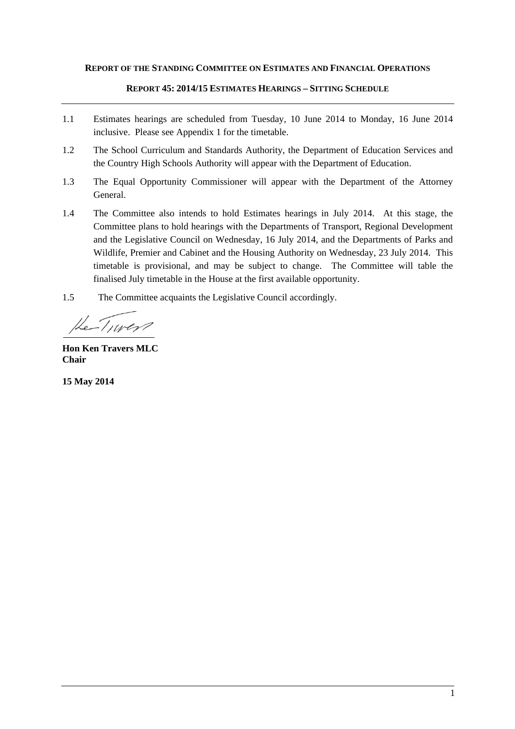**REPORT OF THE STANDING COMMITTEE ON ESTIMATES AND FINANCIAL OPERATIONS**

**REPORT 45: 2014/15 ESTIMATES HEARINGS – SITTING SCHEDULE**

---

1.1 Estimates hearings are scheduled from Tuesday, 10 June 2014 to Monday, 16 June 2014 inclusive. Please see Appendix 1 for the timetable.

1.2 The School Curriculum and Standards Authority, the Department of Education Services and the Country High Schools Authority will appear with the Department of Education.

1.3 The Equal Opportunity Commissioner will appear with the Department of the Attorney General.

1.4 The Committee also intends to hold Estimates hearings in July 2014. At this stage, the Committee plans to hold hearings with the Departments of Transport, Regional Development and the Legislative Council on Wednesday, 16 July 2014, and the Departments of Parks and Wildlife, Premier and Cabinet and the Housing Authority on Wednesday, 23 July 2014. This timetable is provisional, and may be subject to change. The Committee will table the finalised July timetable in the House at the first available opportunity.

1.5 The Committee acquaints the Legislative Council accordingly.

**Hon Ken Travers MLC**
**Chair**

**15 May 2014**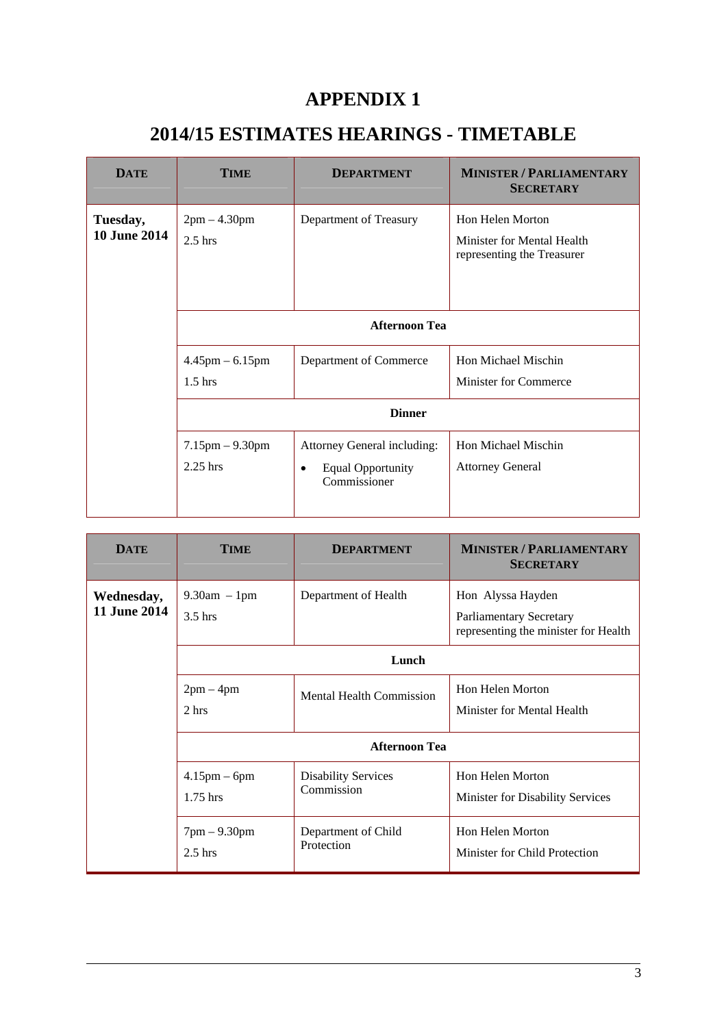# APPENDIX 1

# 2014/15 ESTIMATES HEARINGS - TIMETABLE

| DATE | TIME | DEPARTMENT | MINISTER / PARLIAMENTARY SECRETARY |
|---|---|---|---|
| **Tuesday, 10 June 2014** | 2pm – 4.30pm<br>2.5 hrs | Department of Treasury | Hon Helen Morton<br>Minister for Mental Health representing the Treasurer |
| | **Afternoon Tea** | | |
| | 4.45pm – 6.15pm<br>1.5 hrs | Department of Commerce | Hon Michael Mischin<br>Minister for Commerce |
| | **Dinner** | | |
| | 7.15pm – 9.30pm<br>2.25 hrs | Attorney General including:<br>• Equal Opportunity Commissioner | Hon Michael Mischin<br>Attorney General |

| DATE | TIME | DEPARTMENT | MINISTER / PARLIAMENTARY SECRETARY |
|---|---|---|---|
| **Wednesday, 11 June 2014** | 9.30am – 1pm<br>3.5 hrs | Department of Health | Hon Alyssa Hayden<br>Parliamentary Secretary representing the minister for Health |
| | **Lunch** | | |
| | 2pm – 4pm<br>2 hrs | Mental Health Commission | Hon Helen Morton<br>Minister for Mental Health |
| | **Afternoon Tea** | | |
| | 4.15pm – 6pm<br>1.75 hrs | Disability Services Commission | Hon Helen Morton<br>Minister for Disability Services |
| | 7pm – 9.30pm<br>2.5 hrs | Department of Child Protection | Hon Helen Morton<br>Minister for Child Protection |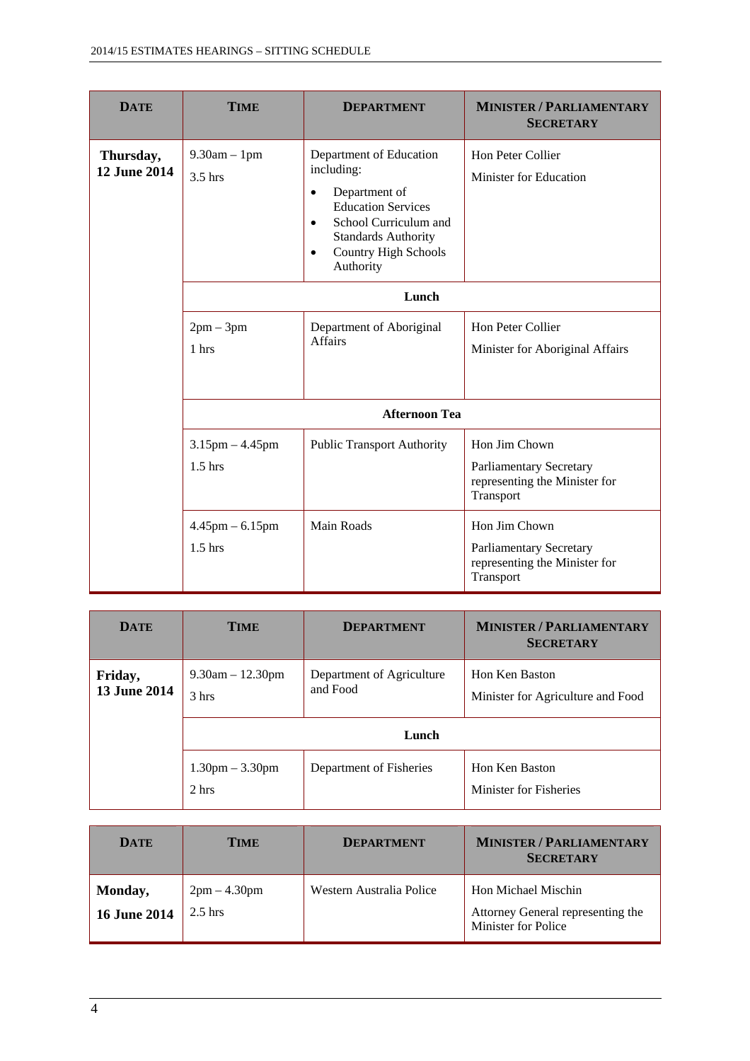| **DATE** | **TIME** | **DEPARTMENT** | **MINISTER / PARLIAMENTARY SECRETARY** |
|---|---|---|---|
| **Thursday, 12 June 2014** | 9.30am – 1pm<br>3.5 hrs | Department of Education including:<br>• Department of Education Services<br>• School Curriculum and Standards Authority<br>• Country High Schools Authority | Hon Peter Collier<br>Minister for Education |
| | **Lunch** | | |
| | 2pm – 3pm<br>1 hrs | Department of Aboriginal Affairs | Hon Peter Collier<br>Minister for Aboriginal Affairs |
| | **Afternoon Tea** | | |
| | 3.15pm – 4.45pm<br>1.5 hrs | Public Transport Authority | Hon Jim Chown<br>Parliamentary Secretary representing the Minister for Transport |
| | 4.45pm – 6.15pm<br>1.5 hrs | Main Roads | Hon Jim Chown<br>Parliamentary Secretary representing the Minister for Transport |

| **DATE** | **TIME** | **DEPARTMENT** | **MINISTER / PARLIAMENTARY SECRETARY** |
|---|---|---|---|
| **Friday, 13 June 2014** | 9.30am – 12.30pm<br>3 hrs | Department of Agriculture and Food | Hon Ken Baston<br>Minister for Agriculture and Food |
| | **Lunch** | | |
| | 1.30pm – 3.30pm<br>2 hrs | Department of Fisheries | Hon Ken Baston<br>Minister for Fisheries |

| **DATE** | **TIME** | **DEPARTMENT** | **MINISTER / PARLIAMENTARY SECRETARY** |
|---|---|---|---|
| **Monday, 16 June 2014** | 2pm – 4.30pm<br>2.5 hrs | Western Australia Police | Hon Michael Mischin<br>Attorney General representing the Minister for Police |